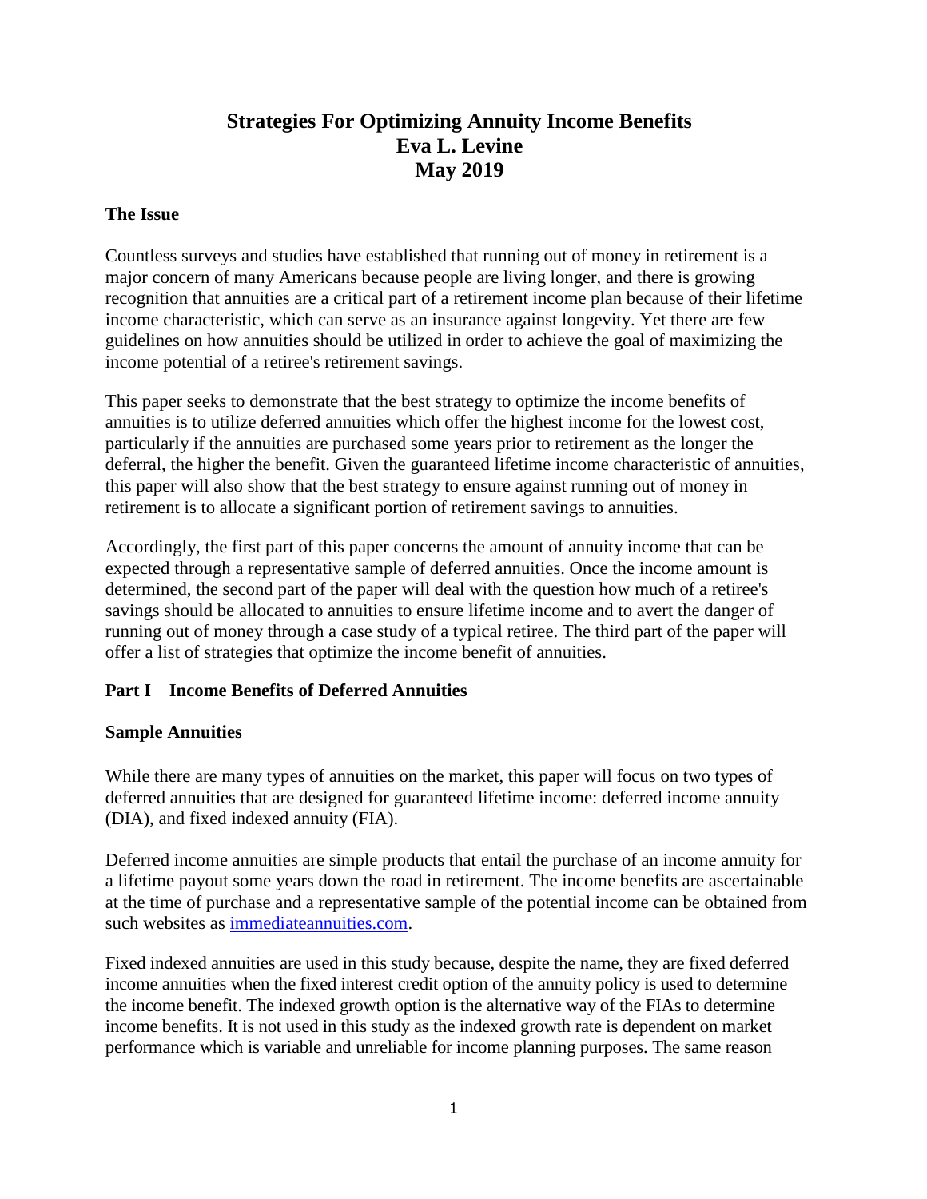# Strategies For Optimizing Annuity Income Benefits
# Eva L. Levine
# May 2019

## The Issue

Countless surveys and studies have established that running out of money in retirement is a major concern of many Americans because people are living longer, and there is growing recognition that annuities are a critical part of a retirement income plan because of their lifetime income characteristic, which can serve as an insurance against longevity. Yet there are few guidelines on how annuities should be utilized in order to achieve the goal of maximizing the income potential of a retiree's retirement savings.

This paper seeks to demonstrate that the best strategy to optimize the income benefits of annuities is to utilize deferred annuities which offer the highest income for the lowest cost, particularly if the annuities are purchased some years prior to retirement as the longer the deferral, the higher the benefit. Given the guaranteed lifetime income characteristic of annuities, this paper will also show that the best strategy to ensure against running out of money in retirement is to allocate a significant portion of retirement savings to annuities.

Accordingly, the first part of this paper concerns the amount of annuity income that can be expected through a representative sample of deferred annuities. Once the income amount is determined, the second part of the paper will deal with the question how much of a retiree's savings should be allocated to annuities to ensure lifetime income and to avert the danger of running out of money through a case study of a typical retiree. The third part of the paper will offer a list of strategies that optimize the income benefit of annuities.

## Part I Income Benefits of Deferred Annuities

### Sample Annuities

While there are many types of annuities on the market, this paper will focus on two types of deferred annuities that are designed for guaranteed lifetime income: deferred income annuity (DIA), and fixed indexed annuity (FIA).

Deferred income annuities are simple products that entail the purchase of an income annuity for a lifetime payout some years down the road in retirement. The income benefits are ascertainable at the time of purchase and a representative sample of the potential income can be obtained from such websites as [immediateannuities.com](immediateannuities.com).

Fixed indexed annuities are used in this study because, despite the name, they are fixed deferred income annuities when the fixed interest credit option of the annuity policy is used to determine the income benefit. The indexed growth option is the alternative way of the FIAs to determine income benefits. It is not used in this study as the indexed growth rate is dependent on market performance which is variable and unreliable for income planning purposes. The same reason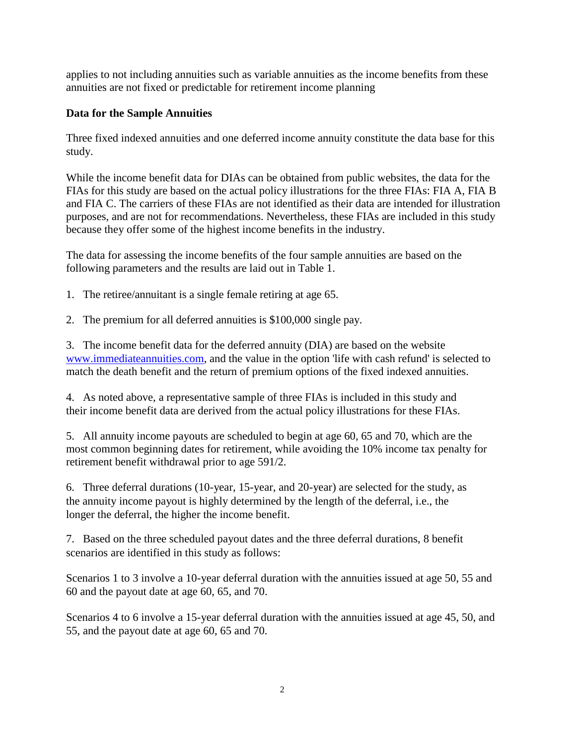applies to not including annuities such as variable annuities as the income benefits from these annuities are not fixed or predictable for retirement income planning

**Data for the Sample Annuities**

Three fixed indexed annuities and one deferred income annuity constitute the data base for this study.

While the income benefit data for DIAs can be obtained from public websites, the data for the FIAs for this study are based on the actual policy illustrations for the three FIAs: FIA A, FIA B and FIA C. The carriers of these FIAs are not identified as their data are intended for illustration purposes, and are not for recommendations. Nevertheless, these FIAs are included in this study because they offer some of the highest income benefits in the industry.

The data for assessing the income benefits of the four sample annuities are based on the following parameters and the results are laid out in Table 1.

1. The retiree/annuitant is a single female retiring at age 65.

2. The premium for all deferred annuities is $100,000 single pay.

3. The income benefit data for the deferred annuity (DIA) are based on the website [www.immediateannuities.com](www.immediateannuities.com), and the value in the option 'life with cash refund' is selected to match the death benefit and the return of premium options of the fixed indexed annuities.

4. As noted above, a representative sample of three FIAs is included in this study and their income benefit data are derived from the actual policy illustrations for these FIAs.

5. All annuity income payouts are scheduled to begin at age 60, 65 and 70, which are the most common beginning dates for retirement, while avoiding the 10% income tax penalty for retirement benefit withdrawal prior to age 591/2.

6. Three deferral durations (10-year, 15-year, and 20-year) are selected for the study, as the annuity income payout is highly determined by the length of the deferral, i.e., the longer the deferral, the higher the income benefit.

7. Based on the three scheduled payout dates and the three deferral durations, 8 benefit scenarios are identified in this study as follows:

Scenarios 1 to 3 involve a 10-year deferral duration with the annuities issued at age 50, 55 and 60 and the payout date at age 60, 65, and 70.

Scenarios 4 to 6 involve a 15-year deferral duration with the annuities issued at age 45, 50, and 55, and the payout date at age 60, 65 and 70.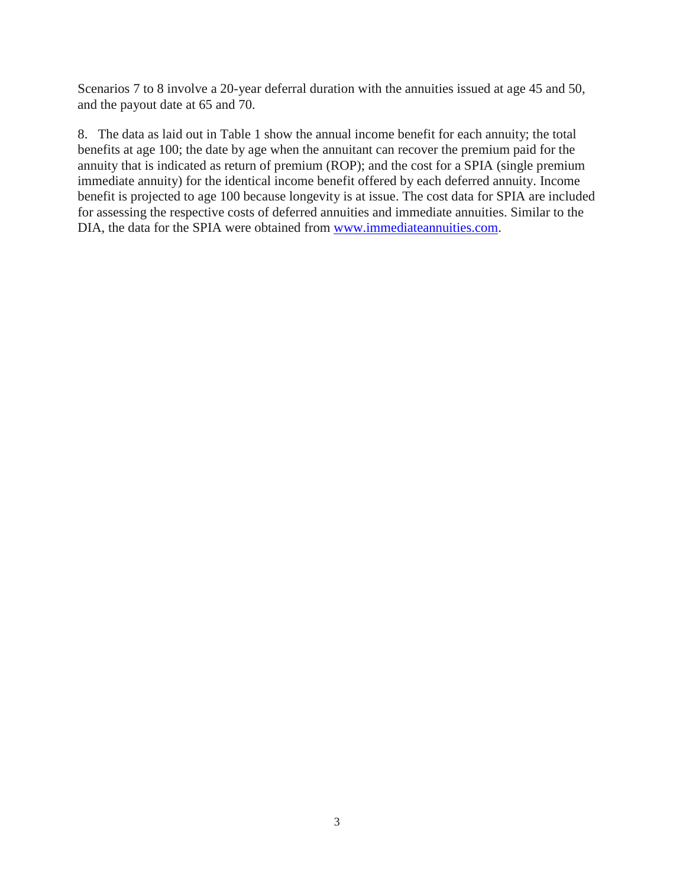Scenarios 7 to 8 involve a 20-year deferral duration with the annuities issued at age 45 and 50, and the payout date at 65 and 70.

8. The data as laid out in Table 1 show the annual income benefit for each annuity; the total benefits at age 100; the date by age when the annuitant can recover the premium paid for the annuity that is indicated as return of premium (ROP); and the cost for a SPIA (single premium immediate annuity) for the identical income benefit offered by each deferred annuity. Income benefit is projected to age 100 because longevity is at issue. The cost data for SPIA are included for assessing the respective costs of deferred annuities and immediate annuities. Similar to the DIA, the data for the SPIA were obtained from [www.immediateannuities.com](http://www.immediateannuities.com).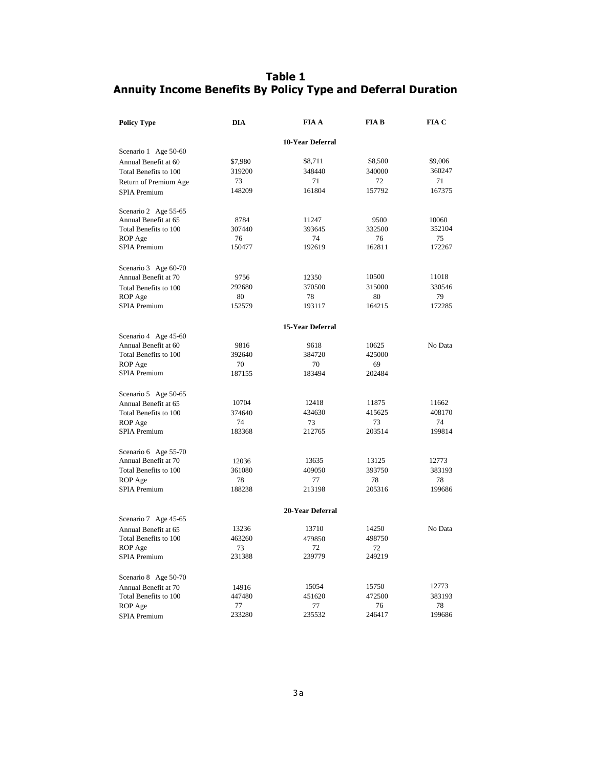# Table 1
## Annuity Income Benefits By Policy Type and Deferral Duration

| Policy Type | DIA | FIA A | FIA B | FIA C |
|---|---|---|---|---|
| | | **10-Year Deferral** | | |
| Scenario 1 Age 50-60 | | | | |
| Annual Benefit at 60 | $7,980 | $8,711 | $8,500 | $9,006 |
| Total Benefits to 100 | 319200 | 348440 | 340000 | 360247 |
| Return of Premium Age | 73 | 71 | 72 | 71 |
| SPIA Premium | 148209 | 161804 | 157792 | 167375 |
| | | | | |
| Scenario 2 Age 55-65 | | | | |
| Annual Benefit at 65 | 8784 | 11247 | 9500 | 10060 |
| Total Benefits to 100 | 307440 | 393645 | 332500 | 352104 |
| ROP Age | 76 | 74 | 76 | 75 |
| SPIA Premium | 150477 | 192619 | 162811 | 172267 |
| | | | | |
| Scenario 3 Age 60-70 | | | | |
| Annual Benefit at 70 | 9756 | 12350 | 10500 | 11018 |
| Total Benefits to 100 | 292680 | 370500 | 315000 | 330546 |
| ROP Age | 80 | 78 | 80 | 79 |
| SPIA Premium | 152579 | 193117 | 164215 | 172285 |
| | | **15-Year Deferral** | | |
| Scenario 4 Age 45-60 | | | | |
| Annual Benefit at 60 | 9816 | 9618 | 10625 | No Data |
| Total Benefits to 100 | 392640 | 384720 | 425000 | |
| ROP Age | 70 | 70 | 69 | |
| SPIA Premium | 187155 | 183494 | 202484 | |
| | | | | |
| Scenario 5 Age 50-65 | | | | |
| Annual Benefit at 65 | 10704 | 12418 | 11875 | 11662 |
| Total Benefits to 100 | 374640 | 434630 | 415625 | 408170 |
| ROP Age | 74 | 73 | 73 | 74 |
| SPIA Premium | 183368 | 212765 | 203514 | 199814 |
| | | | | |
| Scenario 6 Age 55-70 | | | | |
| Annual Benefit at 70 | 12036 | 13635 | 13125 | 12773 |
| Total Benefits to 100 | 361080 | 409050 | 393750 | 383193 |
| ROP Age | 78 | 77 | 78 | 78 |
| SPIA Premium | 188238 | 213198 | 205316 | 199686 |
| | | **20-Year Deferral** | | |
| Scenario 7 Age 45-65 | | | | |
| Annual Benefit at 65 | 13236 | 13710 | 14250 | No Data |
| Total Benefits to 100 | 463260 | 479850 | 498750 | |
| ROP Age | 73 | 72 | 72 | |
| SPIA Premium | 231388 | 239779 | 249219 | |
| | | | | |
| Scenario 8 Age 50-70 | | | | |
| Annual Benefit at 70 | 14916 | 15054 | 15750 | 12773 |
| Total Benefits to 100 | 447480 | 451620 | 472500 | 383193 |
| ROP Age | 77 | 77 | 76 | 78 |
| SPIA Premium | 233280 | 235532 | 246417 | 199686 |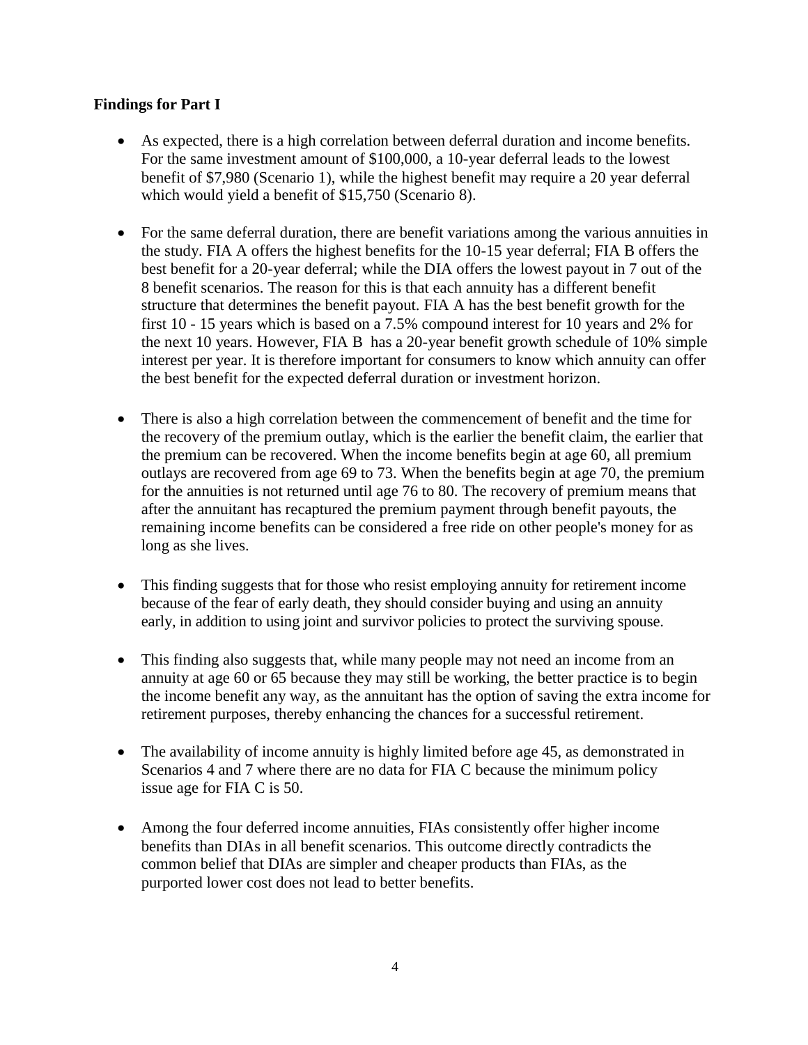**Findings for Part I**

- As expected, there is a high correlation between deferral duration and income benefits. For the same investment amount of $100,000, a 10-year deferral leads to the lowest benefit of $7,980 (Scenario 1), while the highest benefit may require a 20 year deferral which would yield a benefit of $15,750 (Scenario 8).
- For the same deferral duration, there are benefit variations among the various annuities in the study. FIA A offers the highest benefits for the 10-15 year deferral; FIA B offers the best benefit for a 20-year deferral; while the DIA offers the lowest payout in 7 out of the 8 benefit scenarios. The reason for this is that each annuity has a different benefit structure that determines the benefit payout. FIA A has the best benefit growth for the first 10 - 15 years which is based on a 7.5% compound interest for 10 years and 2% for the next 10 years. However, FIA B has a 20-year benefit growth schedule of 10% simple interest per year. It is therefore important for consumers to know which annuity can offer the best benefit for the expected deferral duration or investment horizon.
- There is also a high correlation between the commencement of benefit and the time for the recovery of the premium outlay, which is the earlier the benefit claim, the earlier that the premium can be recovered. When the income benefits begin at age 60, all premium outlays are recovered from age 69 to 73. When the benefits begin at age 70, the premium for the annuities is not returned until age 76 to 80. The recovery of premium means that after the annuitant has recaptured the premium payment through benefit payouts, the remaining income benefits can be considered a free ride on other people's money for as long as she lives.
- This finding suggests that for those who resist employing annuity for retirement income because of the fear of early death, they should consider buying and using an annuity early, in addition to using joint and survivor policies to protect the surviving spouse.
- This finding also suggests that, while many people may not need an income from an annuity at age 60 or 65 because they may still be working, the better practice is to begin the income benefit any way, as the annuitant has the option of saving the extra income for retirement purposes, thereby enhancing the chances for a successful retirement.
- The availability of income annuity is highly limited before age 45, as demonstrated in Scenarios 4 and 7 where there are no data for FIA C because the minimum policy issue age for FIA C is 50.
- Among the four deferred income annuities, FIAs consistently offer higher income benefits than DIAs in all benefit scenarios. This outcome directly contradicts the common belief that DIAs are simpler and cheaper products than FIAs, as the purported lower cost does not lead to better benefits.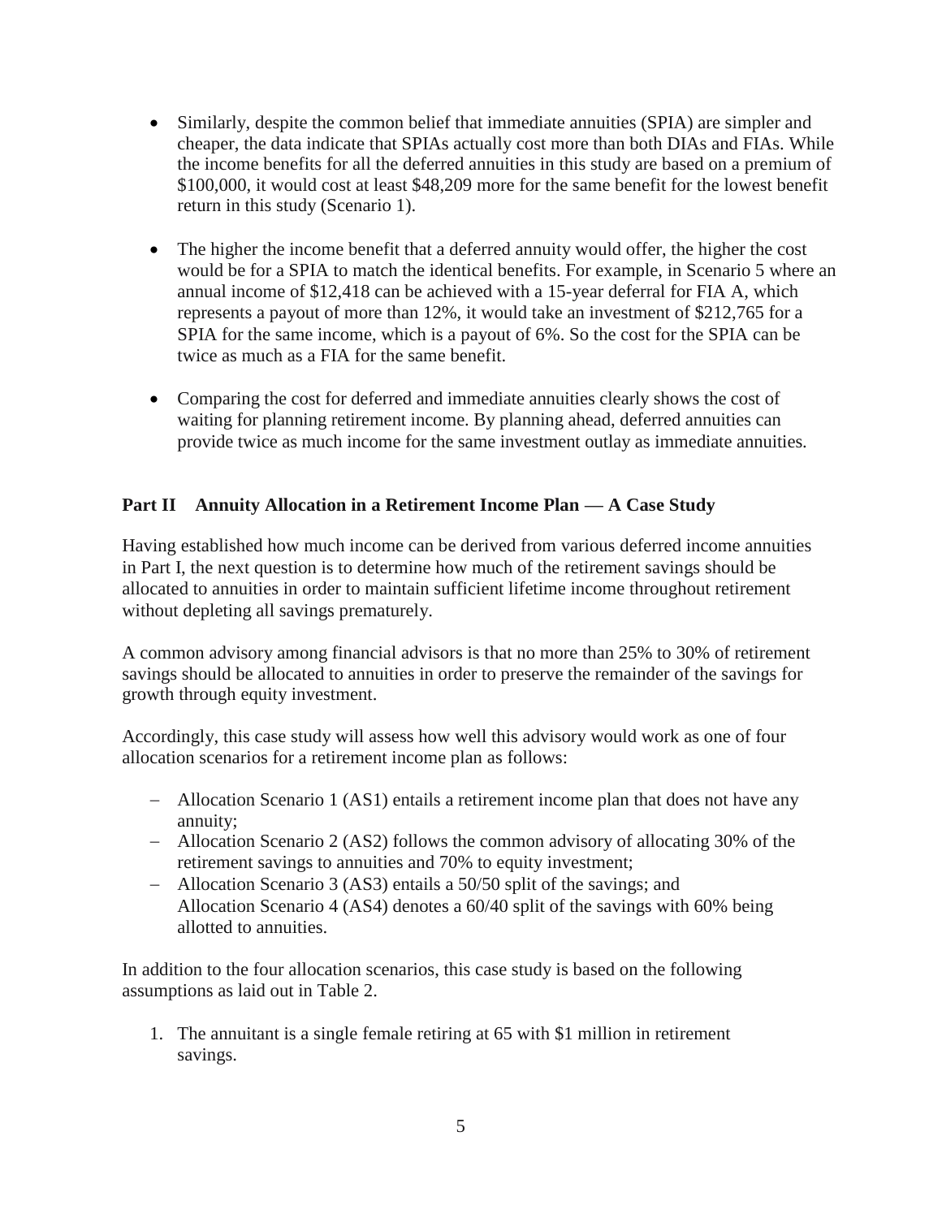- Similarly, despite the common belief that immediate annuities (SPIA) are simpler and cheaper, the data indicate that SPIAs actually cost more than both DIAs and FIAs. While the income benefits for all the deferred annuities in this study are based on a premium of \$100,000, it would cost at least \$48,209 more for the same benefit for the lowest benefit return in this study (Scenario 1).

- The higher the income benefit that a deferred annuity would offer, the higher the cost would be for a SPIA to match the identical benefits. For example, in Scenario 5 where an annual income of \$12,418 can be achieved with a 15-year deferral for FIA A, which represents a payout of more than 12%, it would take an investment of \$212,765 for a SPIA for the same income, which is a payout of 6%. So the cost for the SPIA can be twice as much as a FIA for the same benefit.

- Comparing the cost for deferred and immediate annuities clearly shows the cost of waiting for planning retirement income. By planning ahead, deferred annuities can provide twice as much income for the same investment outlay as immediate annuities.

## Part II Annuity Allocation in a Retirement Income Plan — A Case Study

Having established how much income can be derived from various deferred income annuities in Part I, the next question is to determine how much of the retirement savings should be allocated to annuities in order to maintain sufficient lifetime income throughout retirement without depleting all savings prematurely.

A common advisory among financial advisors is that no more than 25% to 30% of retirement savings should be allocated to annuities in order to preserve the remainder of the savings for growth through equity investment.

Accordingly, this case study will assess how well this advisory would work as one of four allocation scenarios for a retirement income plan as follows:

- Allocation Scenario 1 (AS1) entails a retirement income plan that does not have any annuity;
- Allocation Scenario 2 (AS2) follows the common advisory of allocating 30% of the retirement savings to annuities and 70% to equity investment;
- Allocation Scenario 3 (AS3) entails a 50/50 split of the savings; and Allocation Scenario 4 (AS4) denotes a 60/40 split of the savings with 60% being allotted to annuities.

In addition to the four allocation scenarios, this case study is based on the following assumptions as laid out in Table 2.

1. The annuitant is a single female retiring at 65 with \$1 million in retirement savings.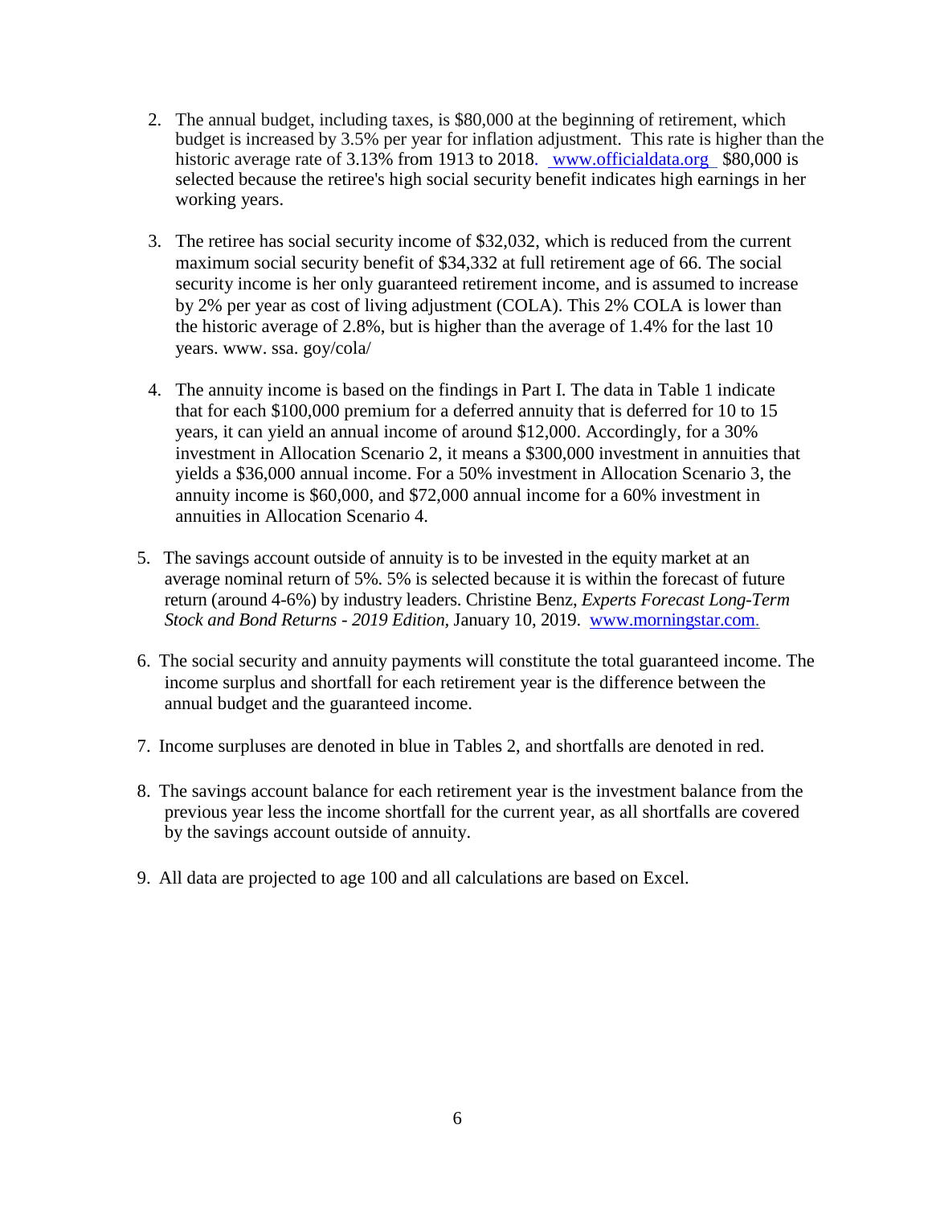2. The annual budget, including taxes, is \$80,000 at the beginning of retirement, which budget is increased by 3.5% per year for inflation adjustment. This rate is higher than the historic average rate of 3.13% from 1913 to 2018. www.officialdata.org \$80,000 is selected because the retiree's high social security benefit indicates high earnings in her working years.

3. The retiree has social security income of \$32,032, which is reduced from the current maximum social security benefit of \$34,332 at full retirement age of 66. The social security income is her only guaranteed retirement income, and is assumed to increase by 2% per year as cost of living adjustment (COLA). This 2% COLA is lower than the historic average of 2.8%, but is higher than the average of 1.4% for the last 10 years. www. ssa. goy/cola/

4. The annuity income is based on the findings in Part I. The data in Table 1 indicate that for each \$100,000 premium for a deferred annuity that is deferred for 10 to 15 years, it can yield an annual income of around \$12,000. Accordingly, for a 30% investment in Allocation Scenario 2, it means a \$300,000 investment in annuities that yields a \$36,000 annual income. For a 50% investment in Allocation Scenario 3, the annuity income is \$60,000, and \$72,000 annual income for a 60% investment in annuities in Allocation Scenario 4.

5. The savings account outside of annuity is to be invested in the equity market at an average nominal return of 5%. 5% is selected because it is within the forecast of future return (around 4-6%) by industry leaders. Christine Benz, *Experts Forecast Long-Term Stock and Bond Returns - 2019 Edition*, January 10, 2019. www.morningstar.com.

6. The social security and annuity payments will constitute the total guaranteed income. The income surplus and shortfall for each retirement year is the difference between the annual budget and the guaranteed income.

7. Income surpluses are denoted in blue in Tables 2, and shortfalls are denoted in red.

8. The savings account balance for each retirement year is the investment balance from the previous year less the income shortfall for the current year, as all shortfalls are covered by the savings account outside of annuity.

9. All data are projected to age 100 and all calculations are based on Excel.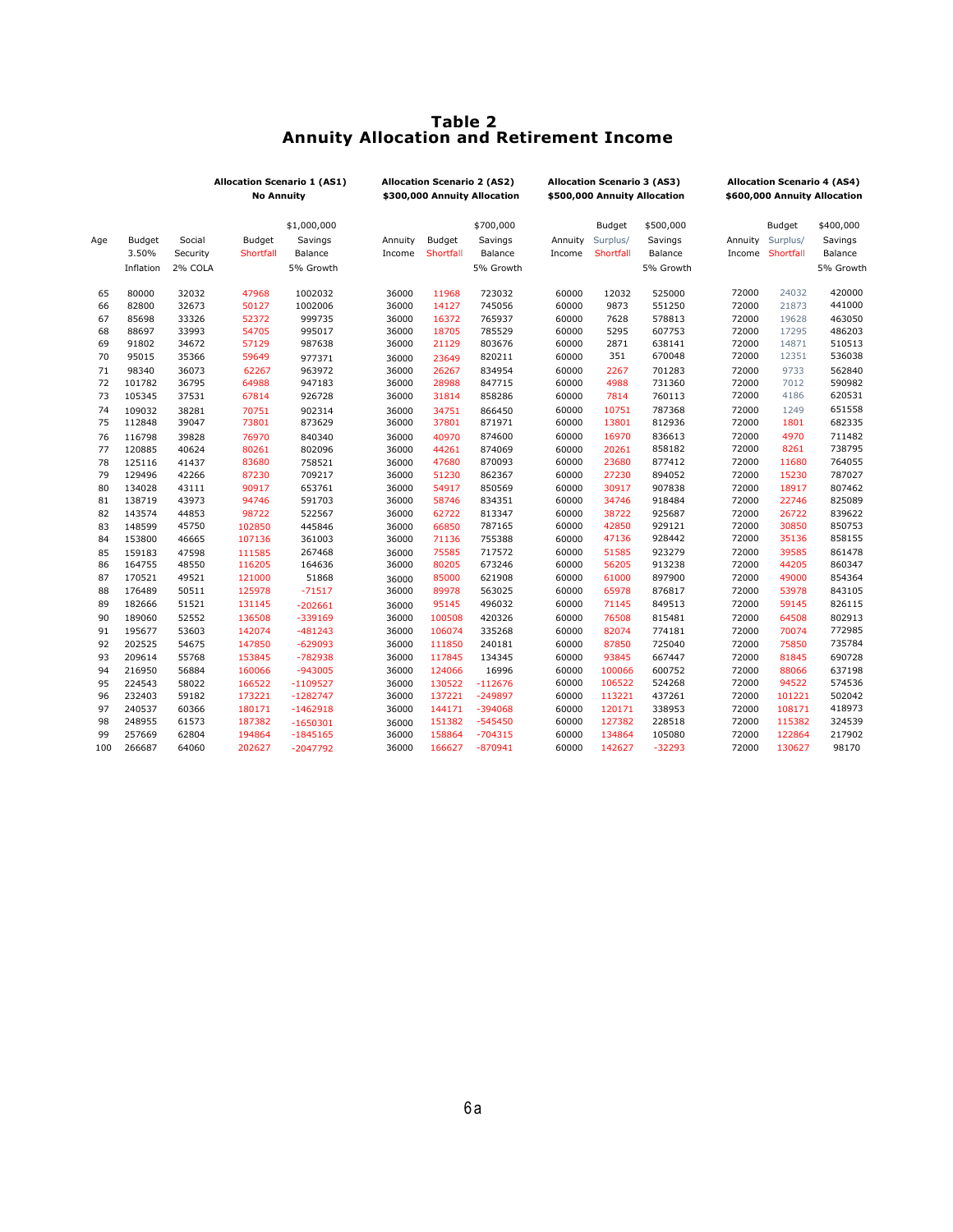# Table 2
## Annuity Allocation and Retirement Income

| | | | Allocation Scenario 1 (AS1) No Annuity | | Allocation Scenario 2 (AS2) $300,000 Annuity Allocation | | | Allocation Scenario 3 (AS3) $500,000 Annuity Allocation | | | Allocation Scenario 4 (AS4) $600,000 Annuity Allocation | | |
|---|---|---|---|---|---|---|---|---|---|---|---|---|---|
| Age | Budget 3.50% Inflation | Social Security 2% COLA | Budget Shortfall | $1,000,000 Savings Balance 5% Growth | Annuity Income | Budget Shortfall | $700,000 Savings Balance 5% Growth | Annuity Income | Budget Surplus/ Shortfall | $500,000 Savings Balance 5% Growth | Annuity Income | Budget Surplus/ Shortfall | $400,000 Savings Balance 5% Growth |
| 65 | 80000 | 32032 | 47968 | 1002032 | 36000 | 11968 | 723032 | 60000 | 12032 | 525000 | 72000 | 24032 | 420000 |
| 66 | 82800 | 32673 | 50127 | 1002006 | 36000 | 14127 | 745056 | 60000 | 9873 | 551250 | 72000 | 21873 | 441000 |
| 67 | 85698 | 33326 | 52372 | 999735 | 36000 | 16372 | 765937 | 60000 | 7628 | 578813 | 72000 | 19628 | 463050 |
| 68 | 88697 | 33993 | 54705 | 995017 | 36000 | 18705 | 785529 | 60000 | 5295 | 607753 | 72000 | 17295 | 486203 |
| 69 | 91802 | 34672 | 57129 | 987638 | 36000 | 21129 | 803676 | 60000 | 2871 | 638141 | 72000 | 14871 | 510513 |
| 70 | 95015 | 35366 | 59649 | 977371 | 36000 | 23649 | 820211 | 60000 | 351 | 670048 | 72000 | 12351 | 536038 |
| 71 | 98340 | 36073 | 62267 | 963972 | 36000 | 26267 | 834954 | 60000 | 2267 | 701283 | 72000 | 9733 | 562840 |
| 72 | 101782 | 36795 | 64988 | 947183 | 36000 | 28988 | 847715 | 60000 | 4988 | 731360 | 72000 | 7012 | 590982 |
| 73 | 105345 | 37531 | 67814 | 926728 | 36000 | 31814 | 858286 | 60000 | 7814 | 760113 | 72000 | 4186 | 620531 |
| 74 | 109032 | 38281 | 70751 | 902314 | 36000 | 34751 | 866450 | 60000 | 10751 | 787368 | 72000 | 1249 | 651558 |
| 75 | 112848 | 39047 | 73801 | 873629 | 36000 | 37801 | 871971 | 60000 | 13801 | 812936 | 72000 | 1801 | 682335 |
| 76 | 116798 | 39828 | 76970 | 840340 | 36000 | 40970 | 874600 | 60000 | 16970 | 836613 | 72000 | 4970 | 711482 |
| 77 | 120885 | 40624 | 80261 | 802096 | 36000 | 44261 | 874069 | 60000 | 20261 | 858182 | 72000 | 8261 | 738795 |
| 78 | 125116 | 41437 | 83680 | 758521 | 36000 | 47680 | 870093 | 60000 | 23680 | 877412 | 72000 | 11680 | 764055 |
| 79 | 129496 | 42266 | 87230 | 709217 | 36000 | 51230 | 862367 | 60000 | 27230 | 894052 | 72000 | 15230 | 787027 |
| 80 | 134028 | 43111 | 90917 | 653761 | 36000 | 54917 | 850569 | 60000 | 30917 | 907838 | 72000 | 18917 | 807462 |
| 81 | 138719 | 43973 | 94746 | 591703 | 36000 | 58746 | 834351 | 60000 | 34746 | 918484 | 72000 | 22746 | 825089 |
| 82 | 143574 | 44853 | 98722 | 522567 | 36000 | 62722 | 813347 | 60000 | 38722 | 925687 | 72000 | 26722 | 839622 |
| 83 | 148599 | 45750 | 102850 | 445846 | 36000 | 66850 | 787165 | 60000 | 42850 | 929121 | 72000 | 30850 | 850753 |
| 84 | 153800 | 46665 | 107136 | 361003 | 36000 | 71136 | 755388 | 60000 | 47136 | 928442 | 72000 | 35136 | 858155 |
| 85 | 159183 | 47598 | 111585 | 267468 | 36000 | 75585 | 717572 | 60000 | 51585 | 923279 | 72000 | 39585 | 861478 |
| 86 | 164755 | 48550 | 116205 | 164636 | 36000 | 80205 | 673246 | 60000 | 56205 | 913238 | 72000 | 44205 | 860347 |
| 87 | 170521 | 49521 | 121000 | 51868 | 36000 | 85000 | 621908 | 60000 | 61000 | 897900 | 72000 | 49000 | 854364 |
| 88 | 176489 | 50511 | 125978 | -71517 | 36000 | 89978 | 563025 | 60000 | 65978 | 876817 | 72000 | 53978 | 843105 |
| 89 | 182666 | 51521 | 131145 | -202661 | 36000 | 95145 | 496032 | 60000 | 71145 | 849513 | 72000 | 59145 | 826115 |
| 90 | 189060 | 52552 | 136508 | -339169 | 36000 | 100508 | 420326 | 60000 | 76508 | 815481 | 72000 | 64508 | 802913 |
| 91 | 195677 | 53603 | 142074 | -481243 | 36000 | 106074 | 335268 | 60000 | 82074 | 774181 | 72000 | 70074 | 772985 |
| 92 | 202525 | 54675 | 147850 | -629093 | 36000 | 111850 | 240181 | 60000 | 87850 | 725040 | 72000 | 75850 | 735784 |
| 93 | 209614 | 55768 | 153845 | -782938 | 36000 | 117845 | 134345 | 60000 | 93845 | 667447 | 72000 | 81845 | 690728 |
| 94 | 216950 | 56884 | 160066 | -943005 | 36000 | 124066 | 16996 | 60000 | 100066 | 600752 | 72000 | 88066 | 637198 |
| 95 | 224543 | 58022 | 166522 | -1109527 | 36000 | 130522 | -112676 | 60000 | 106522 | 524268 | 72000 | 94522 | 574536 |
| 96 | 232403 | 59182 | 173221 | -1282747 | 36000 | 137221 | -249897 | 60000 | 113221 | 437261 | 72000 | 101221 | 502042 |
| 97 | 240537 | 60366 | 180171 | -1462918 | 36000 | 144171 | -394068 | 60000 | 120171 | 338953 | 72000 | 108171 | 418973 |
| 98 | 248955 | 61573 | 187382 | -1650301 | 36000 | 151382 | -545450 | 60000 | 127382 | 228518 | 72000 | 115382 | 324539 |
| 99 | 257669 | 62804 | 194864 | -1845165 | 36000 | 158864 | -704315 | 60000 | 134864 | 105080 | 72000 | 122864 | 217902 |
| 100 | 266687 | 64060 | 202627 | -2047792 | 36000 | 166627 | -870941 | 60000 | 142627 | -32293 | 72000 | 130627 | 98170 |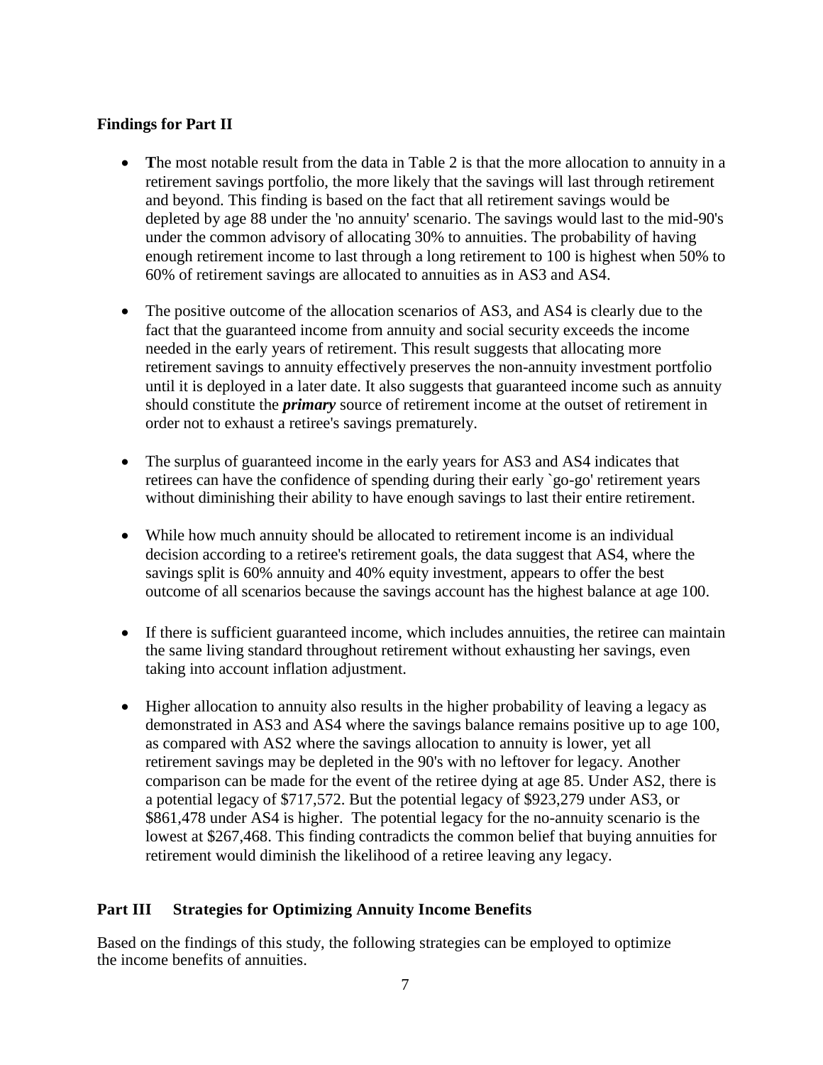**Findings for Part II**

- **T**he most notable result from the data in Table 2 is that the more allocation to annuity in a retirement savings portfolio, the more likely that the savings will last through retirement and beyond. This finding is based on the fact that all retirement savings would be depleted by age 88 under the 'no annuity' scenario. The savings would last to the mid-90's under the common advisory of allocating 30% to annuities. The probability of having enough retirement income to last through a long retirement to 100 is highest when 50% to 60% of retirement savings are allocated to annuities as in AS3 and AS4.

- The positive outcome of the allocation scenarios of AS3, and AS4 is clearly due to the fact that the guaranteed income from annuity and social security exceeds the income needed in the early years of retirement. This result suggests that allocating more retirement savings to annuity effectively preserves the non-annuity investment portfolio until it is deployed in a later date. It also suggests that guaranteed income such as annuity should constitute the ***primary*** source of retirement income at the outset of retirement in order not to exhaust a retiree's savings prematurely.

- The surplus of guaranteed income in the early years for AS3 and AS4 indicates that retirees can have the confidence of spending during their early `go-go' retirement years without diminishing their ability to have enough savings to last their entire retirement.

- While how much annuity should be allocated to retirement income is an individual decision according to a retiree's retirement goals, the data suggest that AS4, where the savings split is 60% annuity and 40% equity investment, appears to offer the best outcome of all scenarios because the savings account has the highest balance at age 100.

- If there is sufficient guaranteed income, which includes annuities, the retiree can maintain the same living standard throughout retirement without exhausting her savings, even taking into account inflation adjustment.

- Higher allocation to annuity also results in the higher probability of leaving a legacy as demonstrated in AS3 and AS4 where the savings balance remains positive up to age 100, as compared with AS2 where the savings allocation to annuity is lower, yet all retirement savings may be depleted in the 90's with no leftover for legacy. Another comparison can be made for the event of the retiree dying at age 85. Under AS2, there is a potential legacy of $717,572. But the potential legacy of $923,279 under AS3, or $861,478 under AS4 is higher. The potential legacy for the no-annuity scenario is the lowest at $267,468. This finding contradicts the common belief that buying annuities for retirement would diminish the likelihood of a retiree leaving any legacy.

## Part III Strategies for Optimizing Annuity Income Benefits

Based on the findings of this study, the following strategies can be employed to optimize the income benefits of annuities.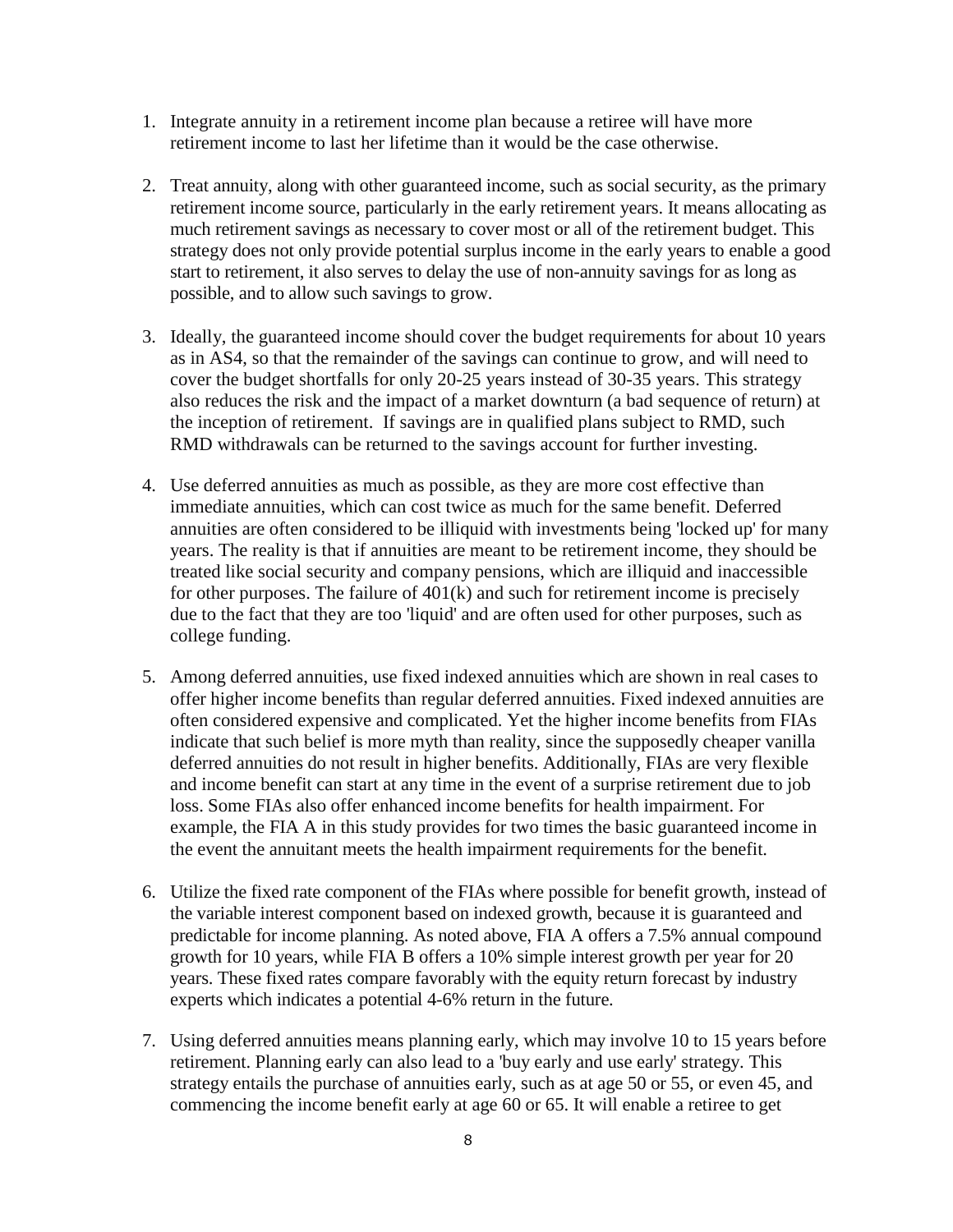1. Integrate annuity in a retirement income plan because a retiree will have more retirement income to last her lifetime than it would be the case otherwise.

2. Treat annuity, along with other guaranteed income, such as social security, as the primary retirement income source, particularly in the early retirement years. It means allocating as much retirement savings as necessary to cover most or all of the retirement budget. This strategy does not only provide potential surplus income in the early years to enable a good start to retirement, it also serves to delay the use of non-annuity savings for as long as possible, and to allow such savings to grow.

3. Ideally, the guaranteed income should cover the budget requirements for about 10 years as in AS4, so that the remainder of the savings can continue to grow, and will need to cover the budget shortfalls for only 20-25 years instead of 30-35 years. This strategy also reduces the risk and the impact of a market downturn (a bad sequence of return) at the inception of retirement. If savings are in qualified plans subject to RMD, such RMD withdrawals can be returned to the savings account for further investing.

4. Use deferred annuities as much as possible, as they are more cost effective than immediate annuities, which can cost twice as much for the same benefit. Deferred annuities are often considered to be illiquid with investments being 'locked up' for many years. The reality is that if annuities are meant to be retirement income, they should be treated like social security and company pensions, which are illiquid and inaccessible for other purposes. The failure of 401(k) and such for retirement income is precisely due to the fact that they are too 'liquid' and are often used for other purposes, such as college funding.

5. Among deferred annuities, use fixed indexed annuities which are shown in real cases to offer higher income benefits than regular deferred annuities. Fixed indexed annuities are often considered expensive and complicated. Yet the higher income benefits from FIAs indicate that such belief is more myth than reality, since the supposedly cheaper vanilla deferred annuities do not result in higher benefits. Additionally, FIAs are very flexible and income benefit can start at any time in the event of a surprise retirement due to job loss. Some FIAs also offer enhanced income benefits for health impairment. For example, the FIA A in this study provides for two times the basic guaranteed income in the event the annuitant meets the health impairment requirements for the benefit.

6. Utilize the fixed rate component of the FIAs where possible for benefit growth, instead of the variable interest component based on indexed growth, because it is guaranteed and predictable for income planning. As noted above, FIA A offers a 7.5% annual compound growth for 10 years, while FIA B offers a 10% simple interest growth per year for 20 years. These fixed rates compare favorably with the equity return forecast by industry experts which indicates a potential 4-6% return in the future.

7. Using deferred annuities means planning early, which may involve 10 to 15 years before retirement. Planning early can also lead to a 'buy early and use early' strategy. This strategy entails the purchase of annuities early, such as at age 50 or 55, or even 45, and commencing the income benefit early at age 60 or 65. It will enable a retiree to get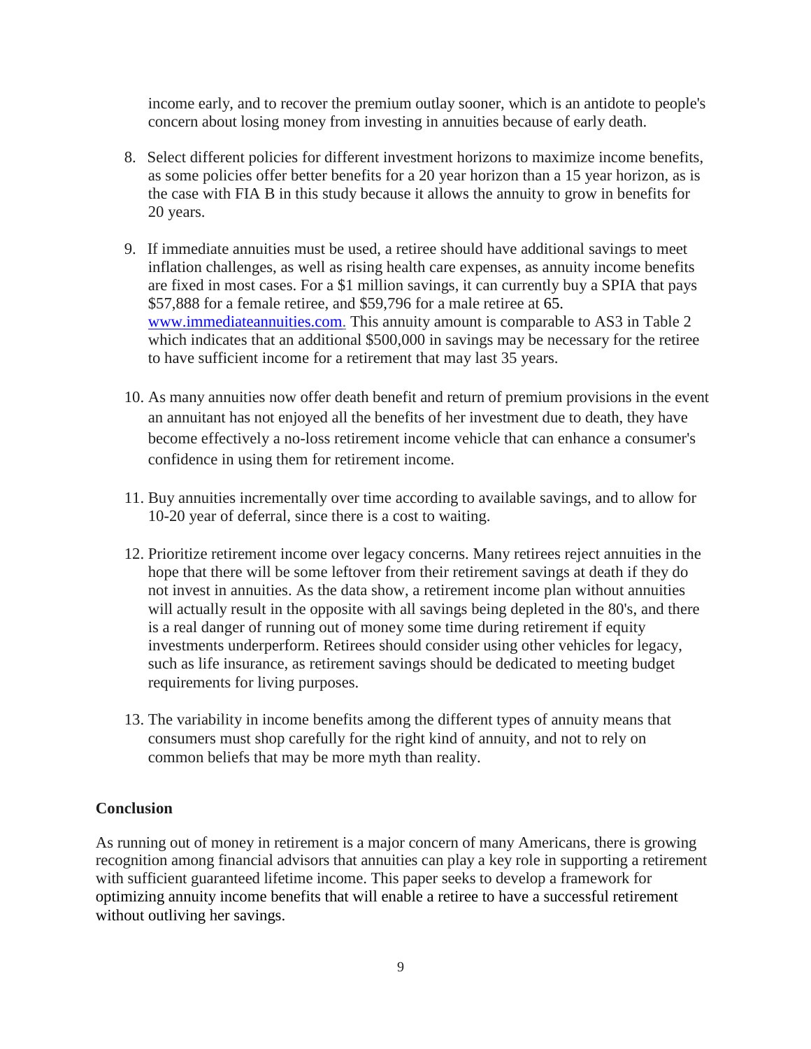income early, and to recover the premium outlay sooner, which is an antidote to people's concern about losing money from investing in annuities because of early death.

8. Select different policies for different investment horizons to maximize income benefits, as some policies offer better benefits for a 20 year horizon than a 15 year horizon, as is the case with FIA B in this study because it allows the annuity to grow in benefits for 20 years.

9. If immediate annuities must be used, a retiree should have additional savings to meet inflation challenges, as well as rising health care expenses, as annuity income benefits are fixed in most cases. For a $1 million savings, it can currently buy a SPIA that pays $57,888 for a female retiree, and $59,796 for a male retiree at 65. www.immediateannuities.com. This annuity amount is comparable to AS3 in Table 2 which indicates that an additional $500,000 in savings may be necessary for the retiree to have sufficient income for a retirement that may last 35 years.

10. As many annuities now offer death benefit and return of premium provisions in the event an annuitant has not enjoyed all the benefits of her investment due to death, they have become effectively a no-loss retirement income vehicle that can enhance a consumer's confidence in using them for retirement income.

11. Buy annuities incrementally over time according to available savings, and to allow for 10-20 year of deferral, since there is a cost to waiting.

12. Prioritize retirement income over legacy concerns. Many retirees reject annuities in the hope that there will be some leftover from their retirement savings at death if they do not invest in annuities. As the data show, a retirement income plan without annuities will actually result in the opposite with all savings being depleted in the 80's, and there is a real danger of running out of money some time during retirement if equity investments underperform. Retirees should consider using other vehicles for legacy, such as life insurance, as retirement savings should be dedicated to meeting budget requirements for living purposes.

13. The variability in income benefits among the different types of annuity means that consumers must shop carefully for the right kind of annuity, and not to rely on common beliefs that may be more myth than reality.

## Conclusion

As running out of money in retirement is a major concern of many Americans, there is growing recognition among financial advisors that annuities can play a key role in supporting a retirement with sufficient guaranteed lifetime income. This paper seeks to develop a framework for optimizing annuity income benefits that will enable a retiree to have a successful retirement without outliving her savings.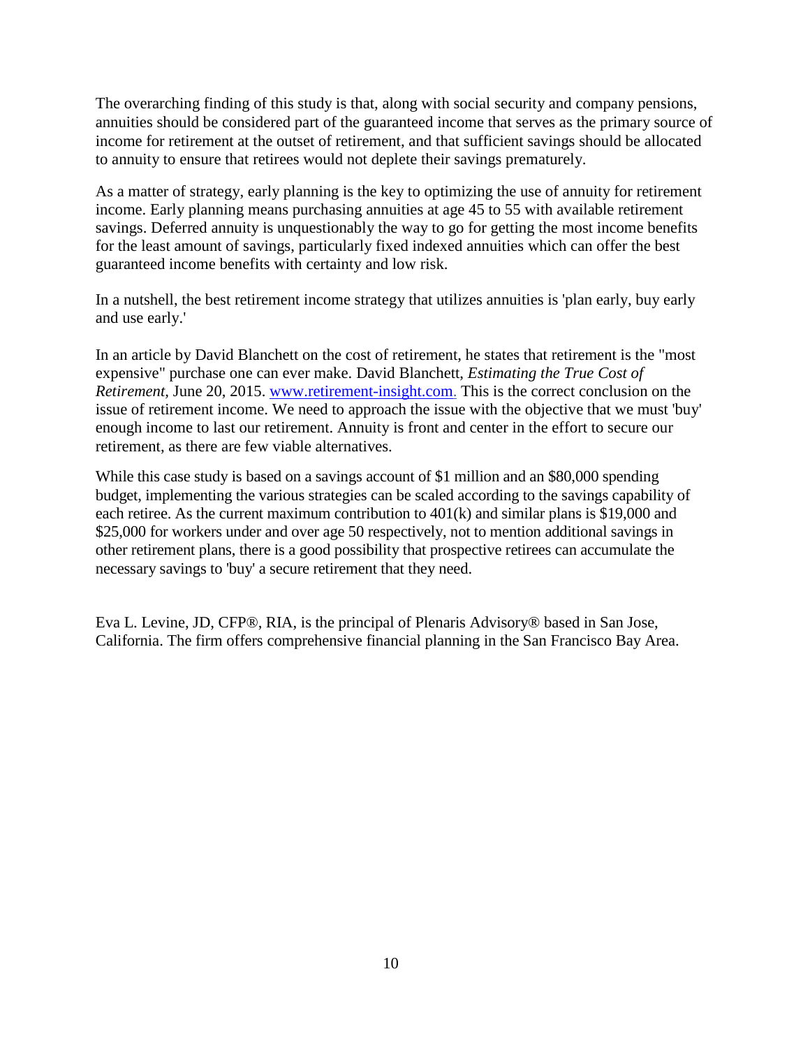The overarching finding of this study is that, along with social security and company pensions, annuities should be considered part of the guaranteed income that serves as the primary source of income for retirement at the outset of retirement, and that sufficient savings should be allocated to annuity to ensure that retirees would not deplete their savings prematurely.

As a matter of strategy, early planning is the key to optimizing the use of annuity for retirement income. Early planning means purchasing annuities at age 45 to 55 with available retirement savings. Deferred annuity is unquestionably the way to go for getting the most income benefits for the least amount of savings, particularly fixed indexed annuities which can offer the best guaranteed income benefits with certainty and low risk.

In a nutshell, the best retirement income strategy that utilizes annuities is 'plan early, buy early and use early.'

In an article by David Blanchett on the cost of retirement, he states that retirement is the "most expensive" purchase one can ever make. David Blanchett, *Estimating the True Cost of Retirement,* June 20, 2015. www.retirement-insight.com. This is the correct conclusion on the issue of retirement income. We need to approach the issue with the objective that we must 'buy' enough income to last our retirement. Annuity is front and center in the effort to secure our retirement, as there are few viable alternatives.

While this case study is based on a savings account of $1 million and an $80,000 spending budget, implementing the various strategies can be scaled according to the savings capability of each retiree. As the current maximum contribution to 401(k) and similar plans is $19,000 and $25,000 for workers under and over age 50 respectively, not to mention additional savings in other retirement plans, there is a good possibility that prospective retirees can accumulate the necessary savings to 'buy' a secure retirement that they need.

Eva L. Levine, JD, CFP®, RIA, is the principal of Plenaris Advisory® based in San Jose, California. The firm offers comprehensive financial planning in the San Francisco Bay Area.